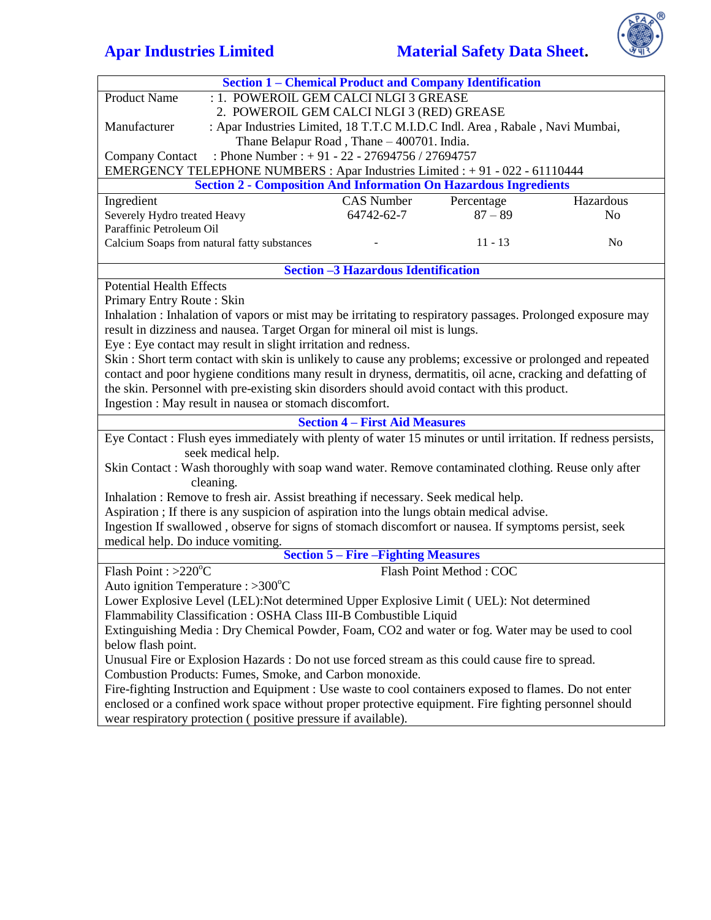**Apar Industries Limited** **Material Safety Data Sheet.**

## Section 1 – Chemical Product and Company Identification

Product Name : 1. POWEROIL GEM CALCI NLGI 3 GREASE
2. POWEROIL GEM CALCI NLGI 3 (RED) GREASE

Manufacturer : Apar Industries Limited, 18 T.T.C M.I.D.C Indl. Area , Rabale , Navi Mumbai, Thane Belapur Road , Thane – 400701. India.

Company Contact : Phone Number : + 91 - 22 - 27694756 / 27694757

EMERGENCY TELEPHONE NUMBERS : Apar Industries Limited : + 91 - 022 - 61110444

## Section 2 - Composition And Information On Hazardous Ingredients

| Ingredient | CAS Number | Percentage | Hazardous |
|---|---|---|---|
| Severely Hydro treated Heavy Paraffinic Petroleum Oil | 64742-62-7 | 87 – 89 | No |
| Calcium Soaps from natural fatty substances | - | 11 - 13 | No |

## Section –3 Hazardous Identification

Potential Health Effects

Primary Entry Route : Skin

Inhalation : Inhalation of vapors or mist may be irritating to respiratory passages. Prolonged exposure may result in dizziness and nausea. Target Organ for mineral oil mist is lungs.

Eye : Eye contact may result in slight irritation and redness.

Skin : Short term contact with skin is unlikely to cause any problems; excessive or prolonged and repeated contact and poor hygiene conditions many result in dryness, dermatitis, oil acne, cracking and defatting of the skin. Personnel with pre-existing skin disorders should avoid contact with this product.

Ingestion : May result in nausea or stomach discomfort.

## Section 4 – First Aid Measures

Eye Contact : Flush eyes immediately with plenty of water 15 minutes or until irritation. If redness persists, seek medical help.

Skin Contact : Wash thoroughly with soap wand water. Remove contaminated clothing. Reuse only after cleaning.

Inhalation : Remove to fresh air. Assist breathing if necessary. Seek medical help.

Aspiration ; If there is any suspicion of aspiration into the lungs obtain medical advise.

Ingestion If swallowed , observe for signs of stomach discomfort or nausea. If symptoms persist, seek medical help. Do induce vomiting.

## Section 5 – Fire –Fighting Measures

Flash Point : >220°C Flash Point Method : COC

Auto ignition Temperature : >300°C

Lower Explosive Level (LEL):Not determined Upper Explosive Limit ( UEL): Not determined

Flammability Classification : OSHA Class III-B Combustible Liquid

Extinguishing Media : Dry Chemical Powder, Foam, $CO_2$ and water or fog. Water may be used to cool below flash point.

Unusual Fire or Explosion Hazards : Do not use forced stream as this could cause fire to spread.

Combustion Products: Fumes, Smoke, and Carbon monoxide.

Fire-fighting Instruction and Equipment : Use waste to cool containers exposed to flames. Do not enter enclosed or a confined work space without proper protective equipment. Fire fighting personnel should wear respiratory protection ( positive pressure if available).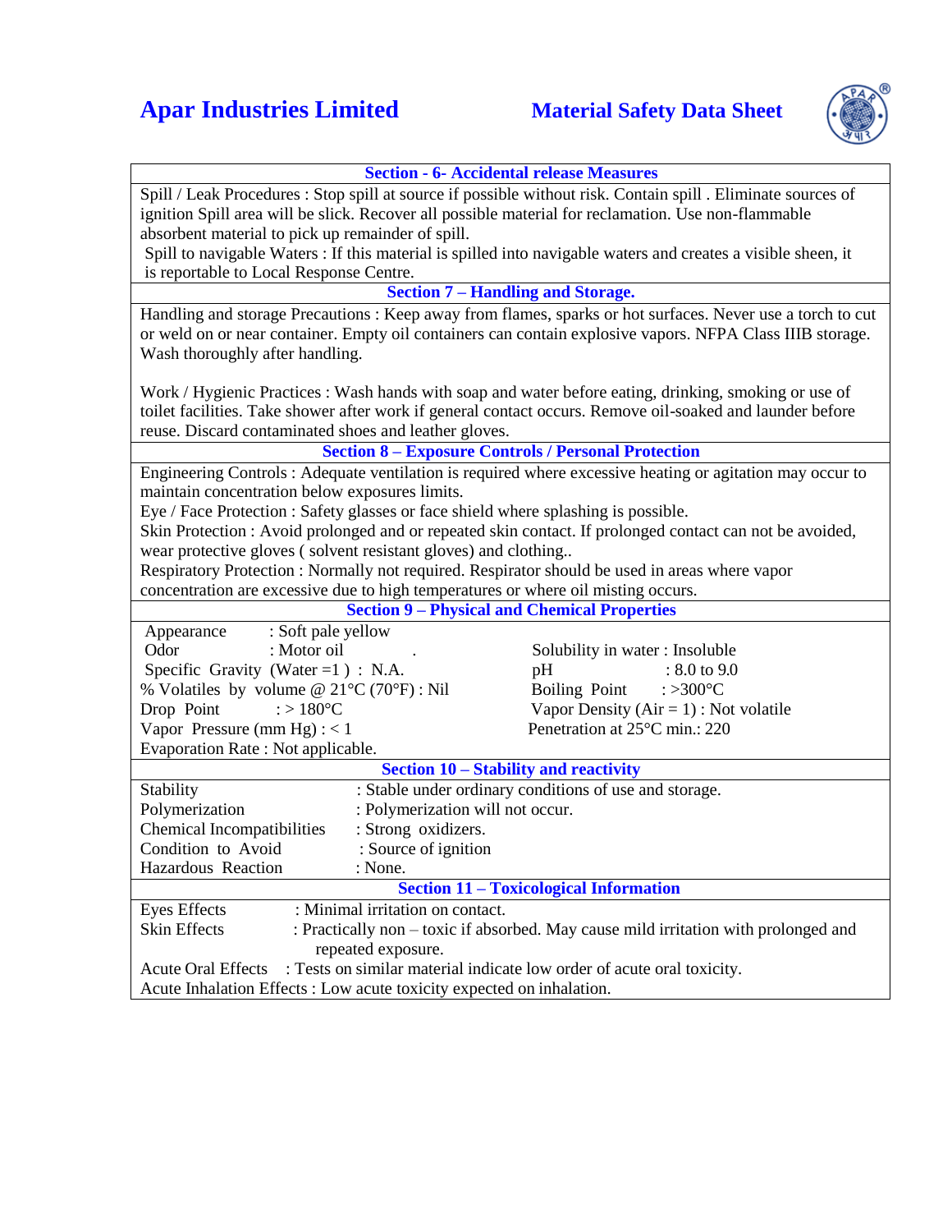## Section - 6- Accidental release Measures

Spill / Leak Procedures : Stop spill at source if possible without risk. Contain spill . Eliminate sources of ignition Spill area will be slick. Recover all possible material for reclamation. Use non-flammable absorbent material to pick up remainder of spill.

Spill to navigable Waters : If this material is spilled into navigable waters and creates a visible sheen, it is reportable to Local Response Centre.

## Section 7 – Handling and Storage.

Handling and storage Precautions : Keep away from flames, sparks or hot surfaces. Never use a torch to cut or weld on or near container. Empty oil containers can contain explosive vapors. NFPA Class IIIB storage. Wash thoroughly after handling.

Work / Hygienic Practices : Wash hands with soap and water before eating, drinking, smoking or use of toilet facilities. Take shower after work if general contact occurs. Remove oil-soaked and launder before reuse. Discard contaminated shoes and leather gloves.

## Section 8 – Exposure Controls / Personal Protection

Engineering Controls : Adequate ventilation is required where excessive heating or agitation may occur to maintain concentration below exposures limits.

Eye / Face Protection : Safety glasses or face shield where splashing is possible.

Skin Protection : Avoid prolonged and or repeated skin contact. If prolonged contact can not be avoided, wear protective gloves ( solvent resistant gloves) and clothing..

Respiratory Protection : Normally not required. Respirator should be used in areas where vapor concentration are excessive due to high temperatures or where oil misting occurs.

## Section 9 – Physical and Chemical Properties

Appearance : Soft pale yellow

Odor : Motor oil

Specific Gravity (Water =1 ) : N.A.

% Volatiles by volume @ 21°C (70°F) : Nil

Drop Point : > 180°C

Vapor Pressure (mm Hg) : < 1

Evaporation Rate : Not applicable.

Solubility in water : Insoluble

pH : 8.0 to 9.0

Boiling Point : >300°C

Vapor Density (Air = 1) : Not volatile

Penetration at 25°C min.: 220

## Section 10 – Stability and reactivity

| | |
|---|---|
| Stability | : Stable under ordinary conditions of use and storage. |
| Polymerization | : Polymerization will not occur. |
| Chemical Incompatibilities | : Strong oxidizers. |
| Condition to Avoid | : Source of ignition |
| Hazardous Reaction | : None. |

## Section 11 – Toxicological Information

Eyes Effects : Minimal irritation on contact.

Skin Effects : Practically non – toxic if absorbed. May cause mild irritation with prolonged and repeated exposure.

Acute Oral Effects : Tests on similar material indicate low order of acute oral toxicity.

Acute Inhalation Effects : Low acute toxicity expected on inhalation.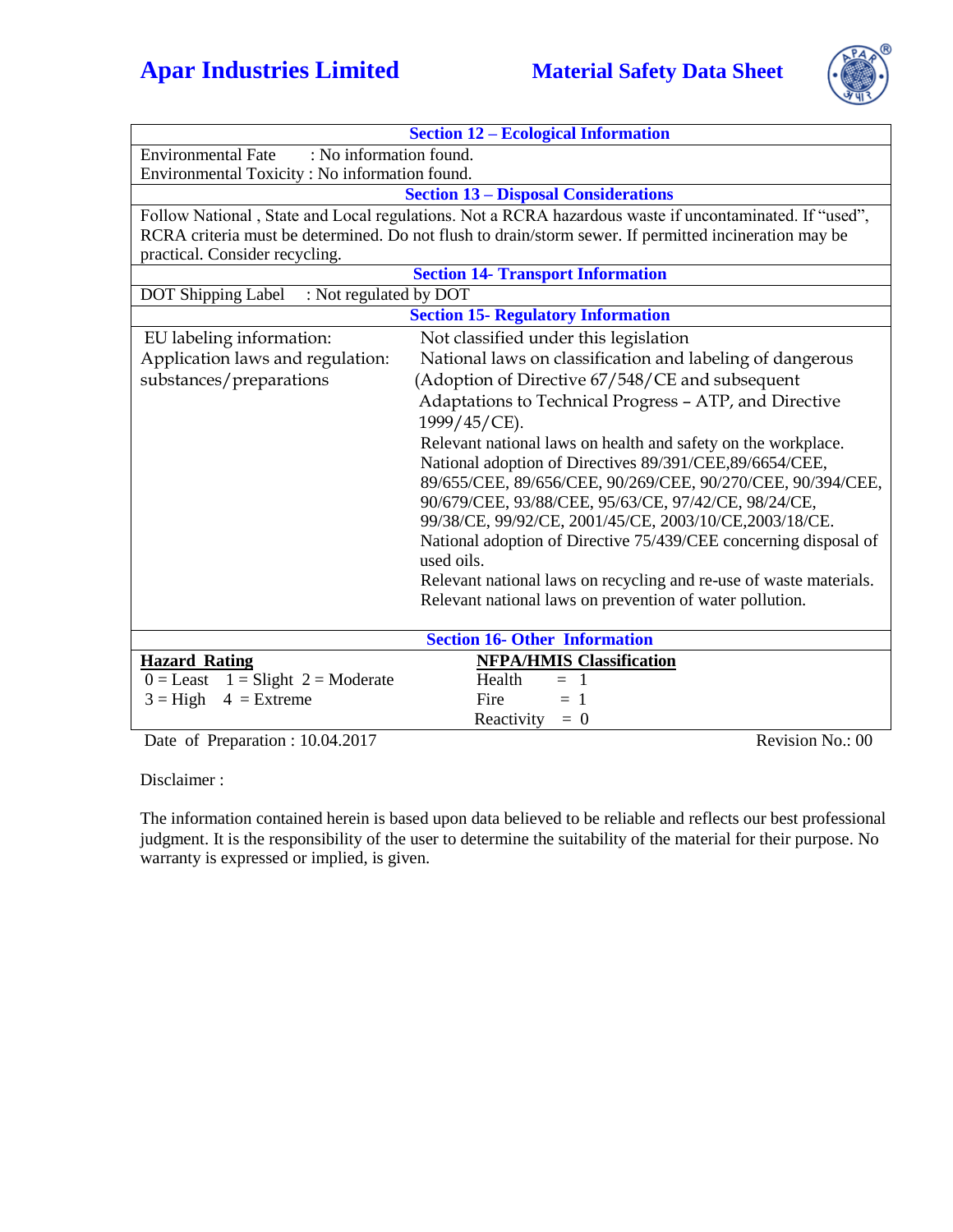## Section 12 – Ecological Information

Environmental Fate : No information found.
Environmental Toxicity : No information found.

## Section 13 – Disposal Considerations

Follow National , State and Local regulations. Not a RCRA hazardous waste if uncontaminated. If "used", RCRA criteria must be determined. Do not flush to drain/storm sewer. If permitted incineration may be practical. Consider recycling.

## Section 14- Transport Information

DOT Shipping Label : Not regulated by DOT

## Section 15- Regulatory Information

| | |
|---|---|
| EU labeling information: | Not classified under this legislation |
| Application laws and regulation: substances/preparations | National laws on classification and labeling of dangerous (Adoption of Directive 67/548/CE and subsequent Adaptations to Technical Progress – ATP, and Directive 1999/45/CE).<br>Relevant national laws on health and safety on the workplace. National adoption of Directives 89/391/CEE,89/6654/CEE, 89/655/CEE, 89/656/CEE, 90/269/CEE, 90/270/CEE, 90/394/CEE, 90/679/CEE, 93/88/CEE, 95/63/CE, 97/42/CE, 98/24/CE, 99/38/CE, 99/92/CE, 2001/45/CE, 2003/10/CE,2003/18/CE.<br>National adoption of Directive 75/439/CEE concerning disposal of used oils.<br>Relevant national laws on recycling and re-use of waste materials.<br>Relevant national laws on prevention of water pollution. |

## Section 16- Other Information

| **Hazard Rating** | **NFPA/HMIS Classification** |
|---|---|
| 0 = Least 1 = Slight 2 = Moderate | Health = 1 |
| 3 = High 4 = Extreme | Fire = 1 |
| | Reactivity = 0 |

Date of Preparation : 10.04.2017 Revision No.: 00

Disclaimer :

The information contained herein is based upon data believed to be reliable and reflects our best professional judgment. It is the responsibility of the user to determine the suitability of the material for their purpose. No warranty is expressed or implied, is given.